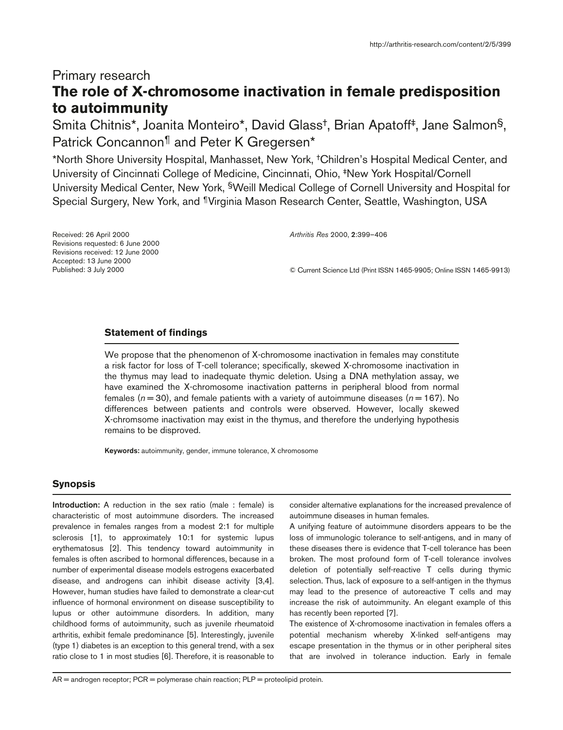Primary research

# The role of X-chromosome inactivation in female predisposition to autoimmunity

Smita Chitnis*, Joanita Monteiro*, David Glass†, Brian Apatoff‡, Jane Salmon§, Patrick Concannon¶ and Peter K Gregersen*

*North Shore University Hospital, Manhasset, New York, †Children's Hospital Medical Center, and University of Cincinnati College of Medicine, Cincinnati, Ohio, ‡New York Hospital/Cornell University Medical Center, New York, §Weill Medical College of Cornell University and Hospital for Special Surgery, New York, and ¶Virginia Mason Research Center, Seattle, Washington, USA

Received: 26 April 2000
Revisions requested: 6 June 2000
Revisions received: 12 June 2000
Accepted: 13 June 2000
Published: 3 July 2000

*Arthritis Res* 2000, **2**:399–406

© Current Science Ltd (Print ISSN 1465-9905; Online ISSN 1465-9913)

## Statement of findings

We propose that the phenomenon of X-chromosome inactivation in females may constitute a risk factor for loss of T-cell tolerance; specifically, skewed X-chromosome inactivation in the thymus may lead to inadequate thymic deletion. Using a DNA methylation assay, we have examined the X-chromosome inactivation patterns in peripheral blood from normal females ($n = 30$), and female patients with a variety of autoimmune diseases ($n = 167$). No differences between patients and controls were observed. However, locally skewed X-chromsome inactivation may exist in the thymus, and therefore the underlying hypothesis remains to be disproved.

**Keywords:** autoimmunity, gender, immune tolerance, X chromosome

## Synopsis

**Introduction:** A reduction in the sex ratio (male : female) is characteristic of most autoimmune disorders. The increased prevalence in females ranges from a modest 2:1 for multiple sclerosis [1], to approximately 10:1 for systemic lupus erythematosus [2]. This tendency toward autoimmunity in females is often ascribed to hormonal differences, because in a number of experimental disease models estrogens exacerbated disease, and androgens can inhibit disease activity [3,4]. However, human studies have failed to demonstrate a clear-cut influence of hormonal environment on disease susceptibility to lupus or other autoimmune disorders. In addition, many childhood forms of autoimmunity, such as juvenile rheumatoid arthritis, exhibit female predominance [5]. Interestingly, juvenile (type 1) diabetes is an exception to this general trend, with a sex ratio close to 1 in most studies [6]. Therefore, it is reasonable to consider alternative explanations for the increased prevalence of autoimmune diseases in human females.

A unifying feature of autoimmune disorders appears to be the loss of immunologic tolerance to self-antigens, and in many of these diseases there is evidence that T-cell tolerance has been broken. The most profound form of T-cell tolerance involves deletion of potentially self-reactive T cells during thymic selection. Thus, lack of exposure to a self-antigen in the thymus may lead to the presence of autoreactive T cells and may increase the risk of autoimmunity. An elegant example of this has recently been reported [7].

The existence of X-chromosome inactivation in females offers a potential mechanism whereby X-linked self-antigens may escape presentation in the thymus or in other peripheral sites that are involved in tolerance induction. Early in female

AR = androgen receptor; PCR = polymerase chain reaction; PLP = proteolipid protein.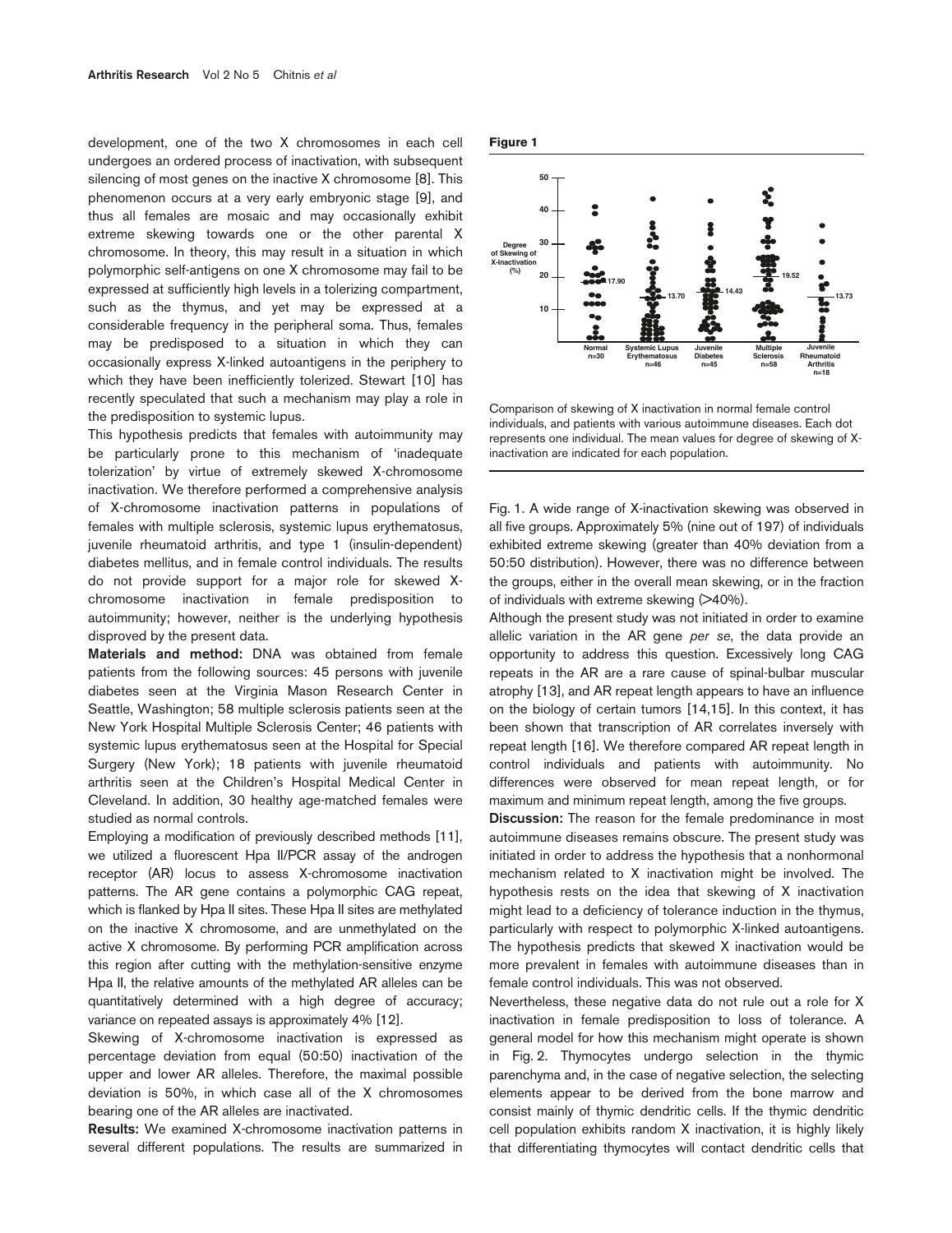development, one of the two X chromosomes in each cell undergoes an ordered process of inactivation, with subsequent silencing of most genes on the inactive X chromosome [8]. This phenomenon occurs at a very early embryonic stage [9], and thus all females are mosaic and may occasionally exhibit extreme skewing towards one or the other parental X chromosome. In theory, this may result in a situation in which polymorphic self-antigens on one X chromosome may fail to be expressed at sufficiently high levels in a tolerizing compartment, such as the thymus, and yet may be expressed at a considerable frequency in the peripheral soma. Thus, females may be predisposed to a situation in which they can occasionally express X-linked autoantigens in the periphery to which they have been inefficiently tolerized. Stewart [10] has recently speculated that such a mechanism may play a role in the predisposition to systemic lupus.

This hypothesis predicts that females with autoimmunity may be particularly prone to this mechanism of 'inadequate tolerization' by virtue of extremely skewed X-chromosome inactivation. We therefore performed a comprehensive analysis of X-chromosome inactivation patterns in populations of females with multiple sclerosis, systemic lupus erythematosus, juvenile rheumatoid arthritis, and type 1 (insulin-dependent) diabetes mellitus, and in female control individuals. The results do not provide support for a major role for skewed X-chromosome inactivation in female predisposition to autoimmunity; however, neither is the underlying hypothesis disproved by the present data.

**Materials and method:** DNA was obtained from female patients from the following sources: 45 persons with juvenile diabetes seen at the Virginia Mason Research Center in Seattle, Washington; 58 multiple sclerosis patients seen at the New York Hospital Multiple Sclerosis Center; 46 patients with systemic lupus erythematosus seen at the Hospital for Special Surgery (New York); 18 patients with juvenile rheumatoid arthritis seen at the Children's Hospital Medical Center in Cleveland. In addition, 30 healthy age-matched females were studied as normal controls.

Employing a modification of previously described methods [11], we utilized a fluorescent Hpa II/PCR assay of the androgen receptor (AR) locus to assess X-chromosome inactivation patterns. The AR gene contains a polymorphic CAG repeat, which is flanked by Hpa II sites. These Hpa II sites are methylated on the inactive X chromosome, and are unmethylated on the active X chromosome. By performing PCR amplification across this region after cutting with the methylation-sensitive enzyme Hpa II, the relative amounts of the methylated AR alleles can be quantitatively determined with a high degree of accuracy; variance on repeated assays is approximately 4% [12].

Skewing of X-chromosome inactivation is expressed as percentage deviation from equal (50:50) inactivation of the upper and lower AR alleles. Therefore, the maximal possible deviation is 50%, in which case all of the X chromosomes bearing one of the AR alleles are inactivated.

**Results:** We examined X-chromosome inactivation patterns in several different populations. The results are summarized in Fig. 1. A wide range of X-inactivation skewing was observed in all five groups. Approximately 5% (nine out of 197) of individuals exhibited extreme skewing (greater than 40% deviation from a 50:50 distribution). However, there was no difference between the groups, either in the overall mean skewing, or in the fraction of individuals with extreme skewing (>40%).

**Figure 1**

Comparison of skewing of X inactivation in normal female control individuals, and patients with various autoimmune diseases. Each dot represents one individual. The mean values for degree of skewing of X-inactivation are indicated for each population.

Although the present study was not initiated in order to examine allelic variation in the AR gene *per se*, the data provide an opportunity to address this question. Excessively long CAG repeats in the AR are a rare cause of spinal-bulbar muscular atrophy [13], and AR repeat length appears to have an influence on the biology of certain tumors [14,15]. In this context, it has been shown that transcription of AR correlates inversely with repeat length [16]. We therefore compared AR repeat length in control individuals and patients with autoimmunity. No differences were observed for mean repeat length, or for maximum and minimum repeat length, among the five groups.

**Discussion:** The reason for the female predominance in most autoimmune diseases remains obscure. The present study was initiated in order to address the hypothesis that a nonhormonal mechanism related to X inactivation might be involved. The hypothesis rests on the idea that skewing of X inactivation might lead to a deficiency of tolerance induction in the thymus, particularly with respect to polymorphic X-linked autoantigens. The hypothesis predicts that skewed X inactivation would be more prevalent in females with autoimmune diseases than in female control individuals. This was not observed.

Nevertheless, these negative data do not rule out a role for X inactivation in female predisposition to loss of tolerance. A general model for how this mechanism might operate is shown in Fig. 2. Thymocytes undergo selection in the thymic parenchyma and, in the case of negative selection, the selecting elements appear to be derived from the bone marrow and consist mainly of thymic dendritic cells. If the thymic dendritic cell population exhibits random X inactivation, it is highly likely that differentiating thymocytes will contact dendritic cells that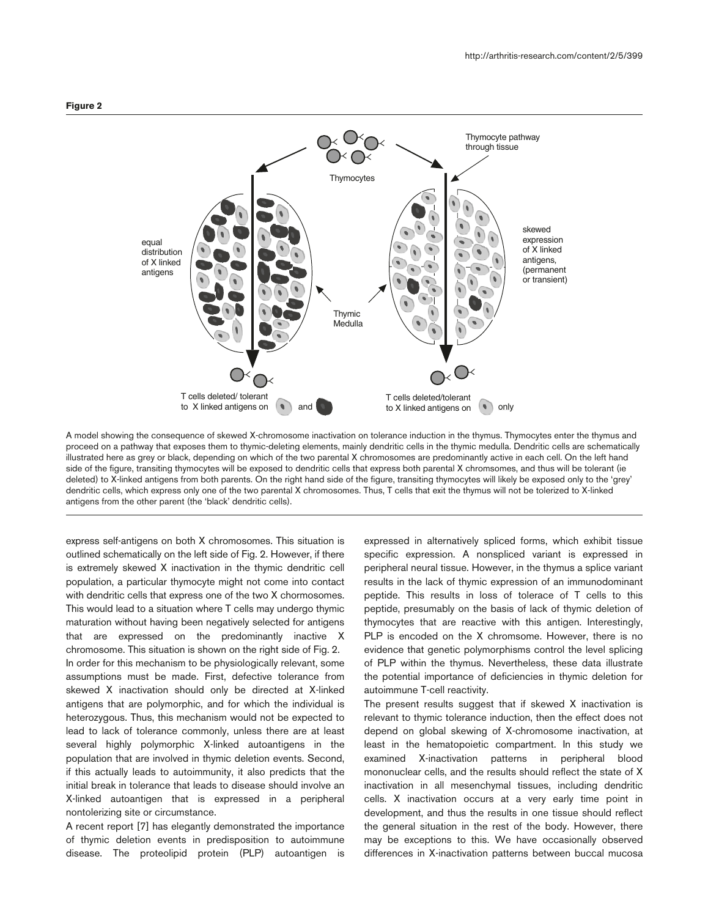**Figure 2**

Thymocytes

Thymocyte pathway through tissue

equal distribution of X linked antigens

skewed expression of X linked antigens, (permanent or transient)

Thymic Medulla

T cells deleted/ tolerant to X linked antigens on and

T cells deleted/tolerant to X linked antigens on only

A model showing the consequence of skewed X-chromosome inactivation on tolerance induction in the thymus. Thymocytes enter the thymus and proceed on a pathway that exposes them to thymic-deleting elements, mainly dendritic cells in the thymic medulla. Dendritic cells are schematically illustrated here as grey or black, depending on which of the two parental X chromosomes are predominantly active in each cell. On the left hand side of the figure, transiting thymocytes will be exposed to dendritic cells that express both parental X chromsomes, and thus will be tolerant (ie deleted) to X-linked antigens from both parents. On the right hand side of the figure, transiting thymocytes will likely be exposed only to the 'grey' dendritic cells, which express only one of the two parental X chromosomes. Thus, T cells that exit the thymus will not be tolerized to X-linked antigens from the other parent (the 'black' dendritic cells).

express self-antigens on both X chromosomes. This situation is outlined schematically on the left side of Fig. 2. However, if there is extremely skewed X inactivation in the thymic dendritic cell population, a particular thymocyte might not come into contact with dendritic cells that express one of the two X chromosomes. This would lead to a situation where T cells may undergo thymic maturation without having been negatively selected for antigens that are expressed on the predominantly inactive X chromosome. This situation is shown on the right side of Fig. 2.

In order for this mechanism to be physiologically relevant, some assumptions must be made. First, defective tolerance from skewed X inactivation should only be directed at X-linked antigens that are polymorphic, and for which the individual is heterozygous. Thus, this mechanism would not be expected to lead to lack of tolerance commonly, unless there are at least several highly polymorphic X-linked autoantigens in the population that are involved in thymic deletion events. Second, if this actually leads to autoimmunity, it also predicts that the initial break in tolerance that leads to disease should involve an X-linked autoantigen that is expressed in a peripheral nontolerizing site or circumstance.

A recent report [7] has elegantly demonstrated the importance of thymic deletion events in predisposition to autoimmune disease. The proteolipid protein (PLP) autoantigen is expressed in alternatively spliced forms, which exhibit tissue specific expression. A nonspliced variant is expressed in peripheral neural tissue. However, in the thymus a splice variant results in the lack of thymic expression of an immunodominant peptide. This results in loss of tolerace of T cells to this peptide, presumably on the basis of lack of thymic deletion of thymocytes that are reactive with this antigen. Interestingly, PLP is encoded on the X chromsome. However, there is no evidence that genetic polymorphisms control the level splicing of PLP within the thymus. Nevertheless, these data illustrate the potential importance of deficiencies in thymic deletion for autoimmune T-cell reactivity.

The present results suggest that if skewed X inactivation is relevant to thymic tolerance induction, then the effect does not depend on global skewing of X-chromosome inactivation, at least in the hematopoietic compartment. In this study we examined X-inactivation patterns in peripheral blood mononuclear cells, and the results should reflect the state of X inactivation in all mesenchymal tissues, including dendritic cells. X inactivation occurs at a very early time point in development, and thus the results in one tissue should reflect the general situation in the rest of the body. However, there may be exceptions to this. We have occasionally observed differences in X-inactivation patterns between buccal mucosa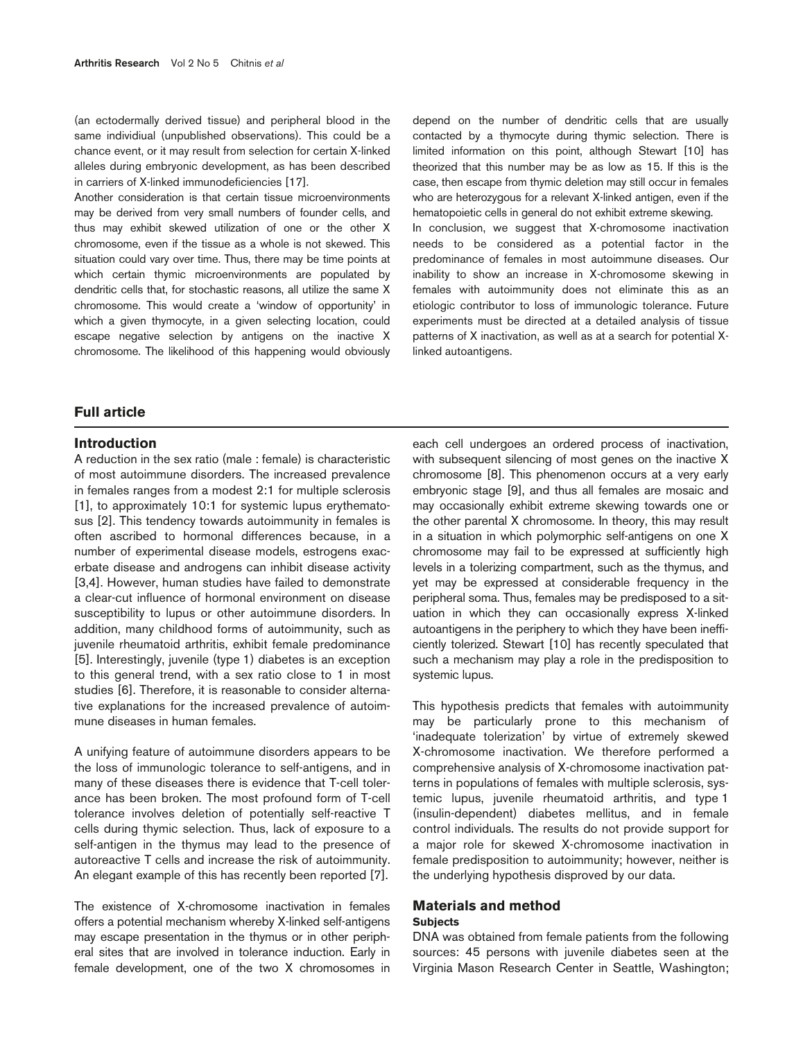(an ectodermally derived tissue) and peripheral blood in the same individiual (unpublished observations). This could be a chance event, or it may result from selection for certain X-linked alleles during embryonic development, as has been described in carriers of X-linked immunodeficiencies [17].

Another consideration is that certain tissue microenvironments may be derived from very small numbers of founder cells, and thus may exhibit skewed utilization of one or the other X chromosome, even if the tissue as a whole is not skewed. This situation could vary over time. Thus, there may be time points at which certain thymic microenvironments are populated by dendritic cells that, for stochastic reasons, all utilize the same X chromosome. This would create a 'window of opportunity' in which a given thymocyte, in a given selecting location, could escape negative selection by antigens on the inactive X chromosome. The likelihood of this happening would obviously depend on the number of dendritic cells that are usually contacted by a thymocyte during thymic selection. There is limited information on this point, although Stewart [10] has theorized that this number may be as low as 15. If this is the case, then escape from thymic deletion may still occur in females who are heterozygous for a relevant X-linked antigen, even if the hematopoietic cells in general do not exhibit extreme skewing.

In conclusion, we suggest that X-chromosome inactivation needs to be considered as a potential factor in the predominance of females in most autoimmune diseases. Our inability to show an increase in X-chromosome skewing in females with autoimmunity does not eliminate this as an etiologic contributor to loss of immunologic tolerance. Future experiments must be directed at a detailed analysis of tissue patterns of X inactivation, as well as at a search for potential X-linked autoantigens.

## Full article

### Introduction

A reduction in the sex ratio (male : female) is characteristic of most autoimmune disorders. The increased prevalence in females ranges from a modest 2:1 for multiple sclerosis [1], to approximately 10:1 for systemic lupus erythematosus [2]. This tendency towards autoimmunity in females is often ascribed to hormonal differences because, in a number of experimental disease models, estrogens exacerbate disease and androgens can inhibit disease activity [3,4]. However, human studies have failed to demonstrate a clear-cut influence of hormonal environment on disease susceptibility to lupus or other autoimmune disorders. In addition, many childhood forms of autoimmunity, such as juvenile rheumatoid arthritis, exhibit female predominance [5]. Interestingly, juvenile (type 1) diabetes is an exception to this general trend, with a sex ratio close to 1 in most studies [6]. Therefore, it is reasonable to consider alternative explanations for the increased prevalence of autoimmune diseases in human females.

A unifying feature of autoimmune disorders appears to be the loss of immunologic tolerance to self-antigens, and in many of these diseases there is evidence that T-cell tolerance has been broken. The most profound form of T-cell tolerance involves deletion of potentially self-reactive T cells during thymic selection. Thus, lack of exposure to a self-antigen in the thymus may lead to the presence of autoreactive T cells and increase the risk of autoimmunity. An elegant example of this has recently been reported [7].

The existence of X-chromosome inactivation in females offers a potential mechanism whereby X-linked self-antigens may escape presentation in the thymus or in other peripheral sites that are involved in tolerance induction. Early in female development, one of the two X chromosomes in each cell undergoes an ordered process of inactivation, with subsequent silencing of most genes on the inactive X chromosome [8]. This phenomenon occurs at a very early embryonic stage [9], and thus all females are mosaic and may occasionally exhibit extreme skewing towards one or the other parental X chromosome. In theory, this may result in a situation in which polymorphic self-antigens on one X chromosome may fail to be expressed at sufficiently high levels in a tolerizing compartment, such as the thymus, and yet may be expressed at considerable frequency in the peripheral soma. Thus, females may be predisposed to a situation in which they can occasionally express X-linked autoantigens in the periphery to which they have been inefficiently tolerized. Stewart [10] has recently speculated that such a mechanism may play a role in the predisposition to systemic lupus.

This hypothesis predicts that females with autoimmunity may be particularly prone to this mechanism of 'inadequate tolerization' by virtue of extremely skewed X-chromosome inactivation. We therefore performed a comprehensive analysis of X-chromosome inactivation patterns in populations of females with multiple sclerosis, systemic lupus, juvenile rheumatoid arthritis, and type 1 (insulin-dependent) diabetes mellitus, and in female control individuals. The results do not provide support for a major role for skewed X-chromosome inactivation in female predisposition to autoimmunity; however, neither is the underlying hypothesis disproved by our data.

### Materials and method

#### Subjects

DNA was obtained from female patients from the following sources: 45 persons with juvenile diabetes seen at the Virginia Mason Research Center in Seattle, Washington;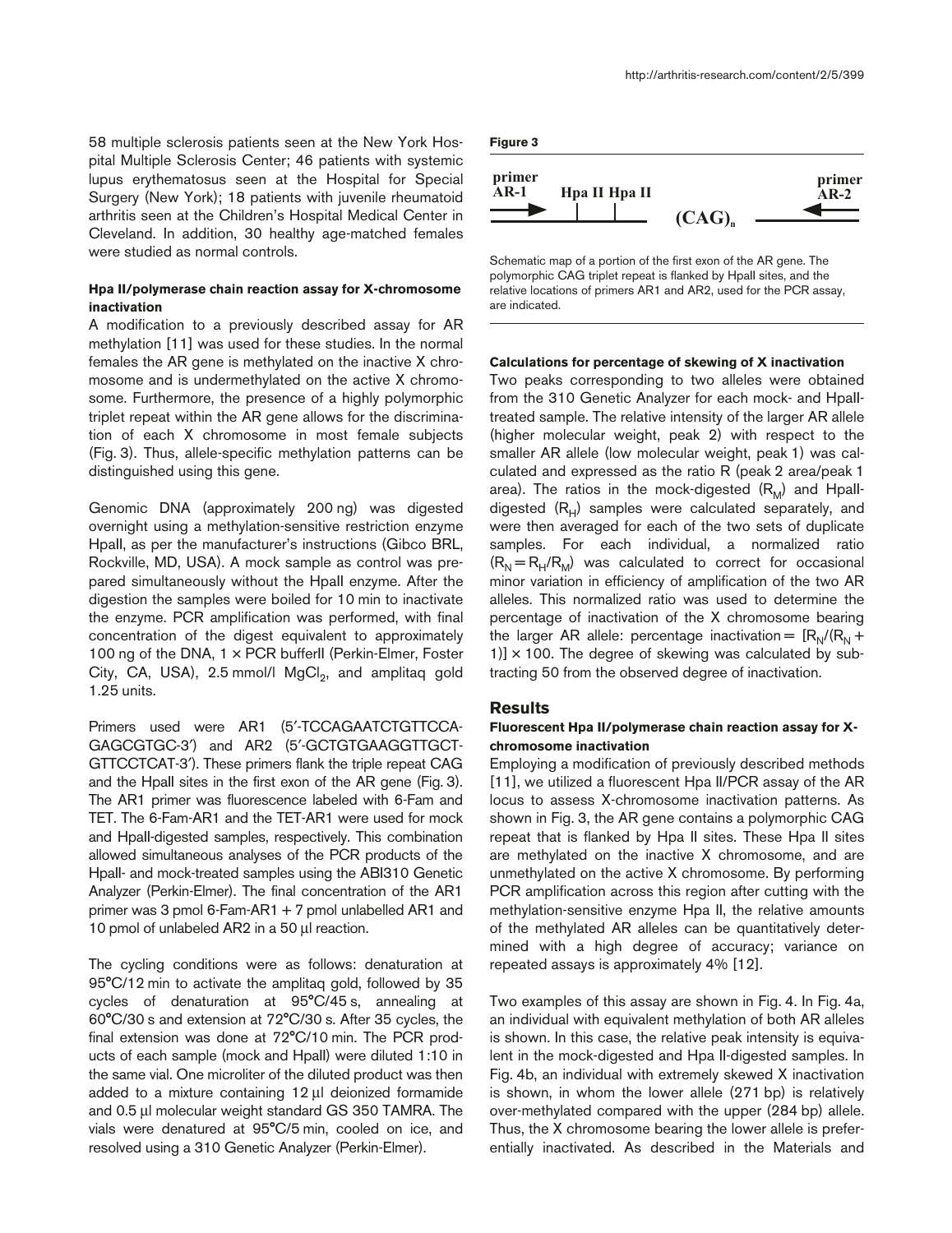58 multiple sclerosis patients seen at the New York Hospital Multiple Sclerosis Center; 46 patients with systemic lupus erythematosus seen at the Hospital for Special Surgery (New York); 18 patients with juvenile rheumatoid arthritis seen at the Children's Hospital Medical Center in Cleveland. In addition, 30 healthy age-matched females were studied as normal controls.

#### Hpa II/polymerase chain reaction assay for X-chromosome inactivation

A modification to a previously described assay for AR methylation [11] was used for these studies. In the normal females the AR gene is methylated on the inactive X chromosome and is undermethylated on the active X chromosome. Furthermore, the presence of a highly polymorphic triplet repeat within the AR gene allows for the discrimination of each X chromosome in most female subjects (Fig. 3). Thus, allele-specific methylation patterns can be distinguished using this gene.

Genomic DNA (approximately 200 ng) was digested overnight using a methylation-sensitive restriction enzyme HpaII, as per the manufacturer's instructions (Gibco BRL, Rockville, MD, USA). A mock sample as control was prepared simultaneously without the HpaII enzyme. After the digestion the samples were boiled for 10 min to inactivate the enzyme. PCR amplification was performed, with final concentration of the digest equivalent to approximately 100 ng of the DNA, 1 × PCR bufferII (Perkin-Elmer, Foster City, CA, USA), 2.5 mmol/l $MgCl_2$, and amplitaq gold 1.25 units.

Primers used were AR1 (5′-TCCAGAATCTGTTCCAGAGCGTGC-3′) and AR2 (5′-GCTGTGAAGGTTGCTGTTCCTCAT-3′). These primers flank the triple repeat CAG and the HpaII sites in the first exon of the AR gene (Fig. 3). The AR1 primer was fluorescence labeled with 6-Fam and TET. The 6-Fam-AR1 and the TET-AR1 were used for mock and HpaII-digested samples, respectively. This combination allowed simultaneous analyses of the PCR products of the HpaII- and mock-treated samples using the ABI310 Genetic Analyzer (Perkin-Elmer). The final concentration of the AR1 primer was 3 pmol 6-Fam-AR1 + 7 pmol unlabelled AR1 and 10 pmol of unlabeled AR2 in a 50 µl reaction.

The cycling conditions were as follows: denaturation at 95°C/12 min to activate the amplitaq gold, followed by 35 cycles of denaturation at 95°C/45 s, annealing at 60°C/30 s and extension at 72°C/30 s. After 35 cycles, the final extension was done at 72°C/10 min. The PCR products of each sample (mock and HpaII) were diluted 1:10 in the same vial. One microliter of the diluted product was then added to a mixture containing 12 µl deionized formamide and 0.5 µl molecular weight standard GS 350 TAMRA. The vials were denatured at 95°C/5 min, cooled on ice, and resolved using a 310 Genetic Analyzer (Perkin-Elmer).

**Figure 3**

Schematic map of a portion of the first exon of the AR gene. The polymorphic CAG triplet repeat is flanked by HpaII sites, and the relative locations of primers AR1 and AR2, used for the PCR assay, are indicated.

#### Calculations for percentage of skewing of X inactivation

Two peaks corresponding to two alleles were obtained from the 310 Genetic Analyzer for each mock- and HpaII-treated sample. The relative intensity of the larger AR allele (higher molecular weight, peak 2) with respect to the smaller AR allele (low molecular weight, peak 1) was calculated and expressed as the ratio R (peak 2 area/peak 1 area). The ratios in the mock-digested ($R_M$) and HpaII-digested ($R_H$) samples were calculated separately, and were then averaged for each of the two sets of duplicate samples. For each individual, a normalized ratio ($R_N = R_H/R_M$) was calculated to correct for occasional minor variation in efficiency of amplification of the two AR alleles. This normalized ratio was used to determine the percentage of inactivation of the X chromosome bearing the larger AR allele: percentage inactivation = $[R_N/(R_N + 1)] \times 100$. The degree of skewing was calculated by subtracting 50 from the observed degree of inactivation.

## Results

#### Fluorescent Hpa II/polymerase chain reaction assay for X-chromosome inactivation

Employing a modification of previously described methods [11], we utilized a fluorescent Hpa II/PCR assay of the AR locus to assess X-chromosome inactivation patterns. As shown in Fig. 3, the AR gene contains a polymorphic CAG repeat that is flanked by Hpa II sites. These Hpa II sites are methylated on the inactive X chromosome, and are unmethylated on the active X chromosome. By performing PCR amplification across this region after cutting with the methylation-sensitive enzyme Hpa II, the relative amounts of the methylated AR alleles can be quantitatively determined with a high degree of accuracy; variance on repeated assays is approximately 4% [12].

Two examples of this assay are shown in Fig. 4. In Fig. 4a, an individual with equivalent methylation of both AR alleles is shown. In this case, the relative peak intensity is equivalent in the mock-digested and Hpa II-digested samples. In Fig. 4b, an individual with extremely skewed X inactivation is shown, in whom the lower allele (271 bp) is relatively over-methylated compared with the upper (284 bp) allele. Thus, the X chromosome bearing the lower allele is preferentially inactivated. As described in the Materials and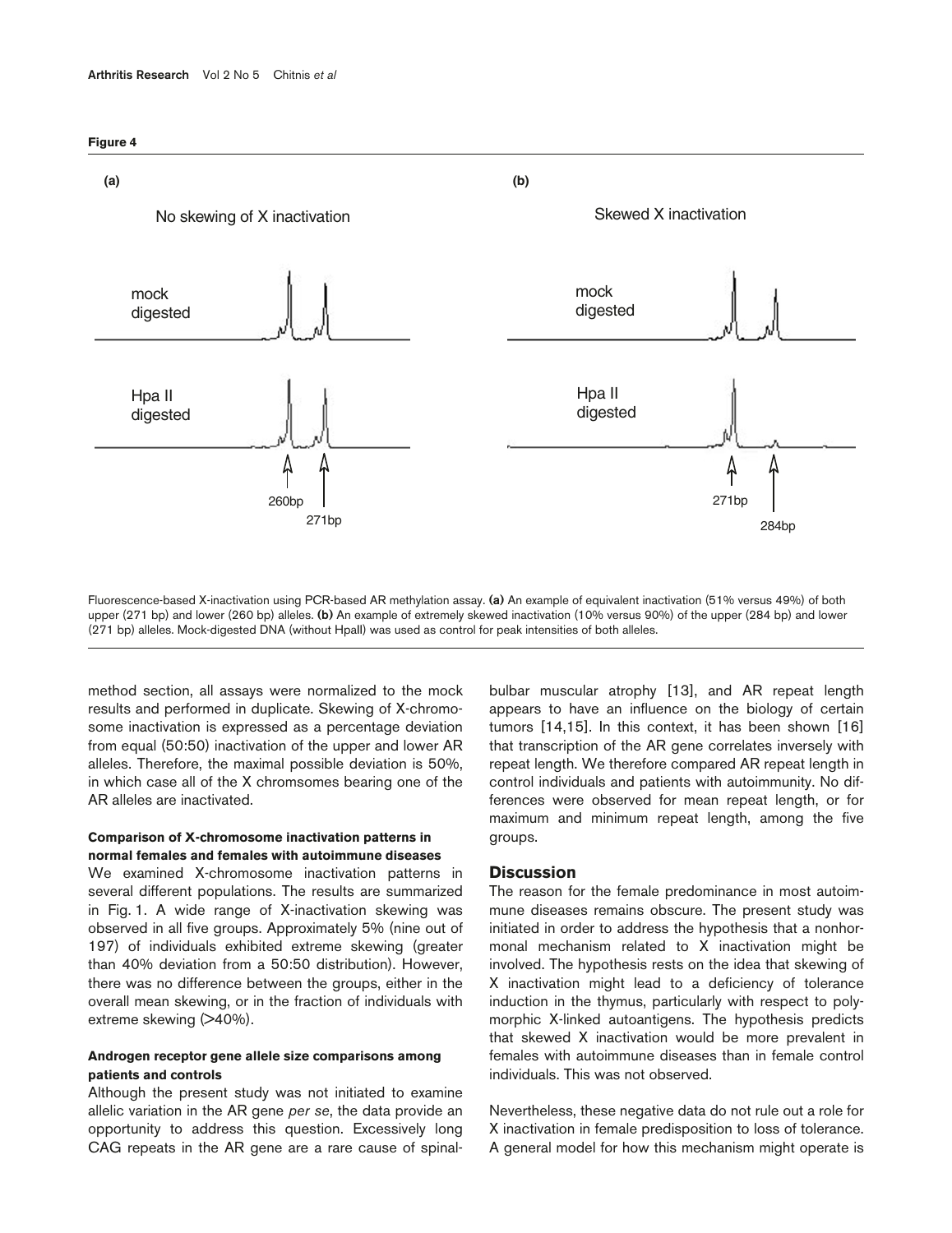**Figure 4**

Fluorescence-based X-inactivation using PCR-based AR methylation assay. **(a)** An example of equivalent inactivation (51% versus 49%) of both upper (271 bp) and lower (260 bp) alleles. **(b)** An example of extremely skewed inactivation (10% versus 90%) of the upper (284 bp) and lower (271 bp) alleles. Mock-digested DNA (without HpaII) was used as control for peak intensities of both alleles.

method section, all assays were normalized to the mock results and performed in duplicate. Skewing of X-chromosome inactivation is expressed as a percentage deviation from equal (50:50) inactivation of the upper and lower AR alleles. Therefore, the maximal possible deviation is 50%, in which case all of the X chromsomes bearing one of the AR alleles are inactivated.

#### Comparison of X-chromosome inactivation patterns in normal females and females with autoimmune diseases

We examined X-chromosome inactivation patterns in several different populations. The results are summarized in Fig. 1. A wide range of X-inactivation skewing was observed in all five groups. Approximately 5% (nine out of 197) of individuals exhibited extreme skewing (greater than 40% deviation from a 50:50 distribution). However, there was no difference between the groups, either in the overall mean skewing, or in the fraction of individuals with extreme skewing (>40%).

#### Androgen receptor gene allele size comparisons among patients and controls

Although the present study was not initiated to examine allelic variation in the AR gene *per se*, the data provide an opportunity to address this question. Excessively long CAG repeats in the AR gene are a rare cause of spinal-bulbar muscular atrophy [13], and AR repeat length appears to have an influence on the biology of certain tumors [14,15]. In this context, it has been shown [16] that transcription of the AR gene correlates inversely with repeat length. We therefore compared AR repeat length in control individuals and patients with autoimmunity. No differences were observed for mean repeat length, or for maximum and minimum repeat length, among the five groups.

## Discussion

The reason for the female predominance in most autoimmune diseases remains obscure. The present study was initiated in order to address the hypothesis that a nonhormonal mechanism related to X inactivation might be involved. The hypothesis rests on the idea that skewing of X inactivation might lead to a deficiency of tolerance induction in the thymus, particularly with respect to polymorphic X-linked autoantigens. The hypothesis predicts that skewed X inactivation would be more prevalent in females with autoimmune diseases than in female control individuals. This was not observed.

Nevertheless, these negative data do not rule out a role for X inactivation in female predisposition to loss of tolerance. A general model for how this mechanism might operate is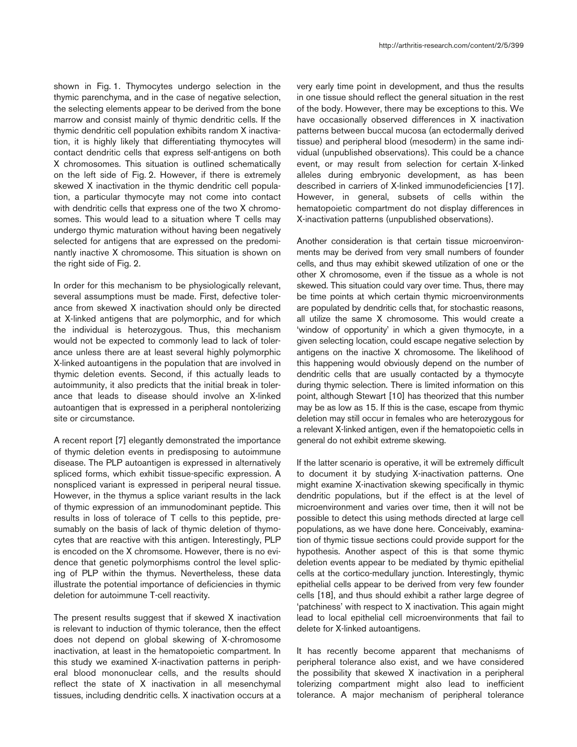shown in Fig. 1. Thymocytes undergo selection in the thymic parenchyma, and in the case of negative selection, the selecting elements appear to be derived from the bone marrow and consist mainly of thymic dendritic cells. If the thymic dendritic cell population exhibits random X inactivation, it is highly likely that differentiating thymocytes will contact dendritic cells that express self-antigens on both X chromosomes. This situation is outlined schematically on the left side of Fig. 2. However, if there is extremely skewed X inactivation in the thymic dendritic cell population, a particular thymocyte may not come into contact with dendritic cells that express one of the two X chromosomes. This would lead to a situation where T cells may undergo thymic maturation without having been negatively selected for antigens that are expressed on the predominantly inactive X chromosome. This situation is shown on the right side of Fig. 2.

In order for this mechanism to be physiologically relevant, several assumptions must be made. First, defective tolerance from skewed X inactivation should only be directed at X-linked antigens that are polymorphic, and for which the individual is heterozygous. Thus, this mechanism would not be expected to commonly lead to lack of tolerance unless there are at least several highly polymorphic X-linked autoantigens in the population that are involved in thymic deletion events. Second, if this actually leads to autoimmunity, it also predicts that the initial break in tolerance that leads to disease should involve an X-linked autoantigen that is expressed in a peripheral nontolerizing site or circumstance.

A recent report [7] elegantly demonstrated the importance of thymic deletion events in predisposing to autoimmune disease. The PLP autoantigen is expressed in alternatively spliced forms, which exhibit tissue-specific expression. A nonspliced variant is expressed in periperal neural tissue. However, in the thymus a splice variant results in the lack of thymic expression of an immunodominant peptide. This results in loss of tolerace of T cells to this peptide, presumably on the basis of lack of thymic deletion of thymocytes that are reactive with this antigen. Interestingly, PLP is encoded on the X chromsome. However, there is no evidence that genetic polymorphisms control the level splicing of PLP within the thymus. Nevertheless, these data illustrate the potential importance of deficiencies in thymic deletion for autoimmune T-cell reactivity.

The present results suggest that if skewed X inactivation is relevant to induction of thymic tolerance, then the effect does not depend on global skewing of X-chromosome inactivation, at least in the hematopoietic compartment. In this study we examined X-inactivation patterns in peripheral blood mononuclear cells, and the results should reflect the state of X inactivation in all mesenchymal tissues, including dendritic cells. X inactivation occurs at a very early time point in development, and thus the results in one tissue should reflect the general situation in the rest of the body. However, there may be exceptions to this. We have occasionally observed differences in X inactivation patterns between buccal mucosa (an ectodermally derived tissue) and peripheral blood (mesoderm) in the same individual (unpublished observations). This could be a chance event, or may result from selection for certain X-linked alleles during embryonic development, as has been described in carriers of X-linked immunodeficiencies [17]. However, in general, subsets of cells within the hematopoietic compartment do not display differences in X-inactivation patterns (unpublished observations).

Another consideration is that certain tissue microenvironments may be derived from very small numbers of founder cells, and thus may exhibit skewed utilization of one or the other X chromosome, even if the tissue as a whole is not skewed. This situation could vary over time. Thus, there may be time points at which certain thymic microenvironments are populated by dendritic cells that, for stochastic reasons, all utilize the same X chromosome. This would create a 'window of opportunity' in which a given thymocyte, in a given selecting location, could escape negative selection by antigens on the inactive X chromosome. The likelihood of this happening would obviously depend on the number of dendritic cells that are usually contacted by a thymocyte during thymic selection. There is limited information on this point, although Stewart [10] has theorized that this number may be as low as 15. If this is the case, escape from thymic deletion may still occur in females who are heterozygous for a relevant X-linked antigen, even if the hematopoietic cells in general do not exhibit extreme skewing.

If the latter scenario is operative, it will be extremely difficult to document it by studying X-inactivation patterns. One might examine X-inactivation skewing specifically in thymic dendritic populations, but if the effect is at the level of microenvironment and varies over time, then it will not be possible to detect this using methods directed at large cell populations, as we have done here. Conceivably, examination of thymic tissue sections could provide support for the hypothesis. Another aspect of this is that some thymic deletion events appear to be mediated by thymic epithelial cells at the cortico-medullary junction. Interestingly, thymic epithelial cells appear to be derived from very few founder cells [18], and thus should exhibit a rather large degree of 'patchiness' with respect to X inactivation. This again might lead to local epithelial cell microenvironments that fail to delete for X-linked autoantigens.

It has recently become apparent that mechanisms of peripheral tolerance also exist, and we have considered the possibility that skewed X inactivation in a peripheral tolerizing compartment might also lead to inefficient tolerance. A major mechanism of peripheral tolerance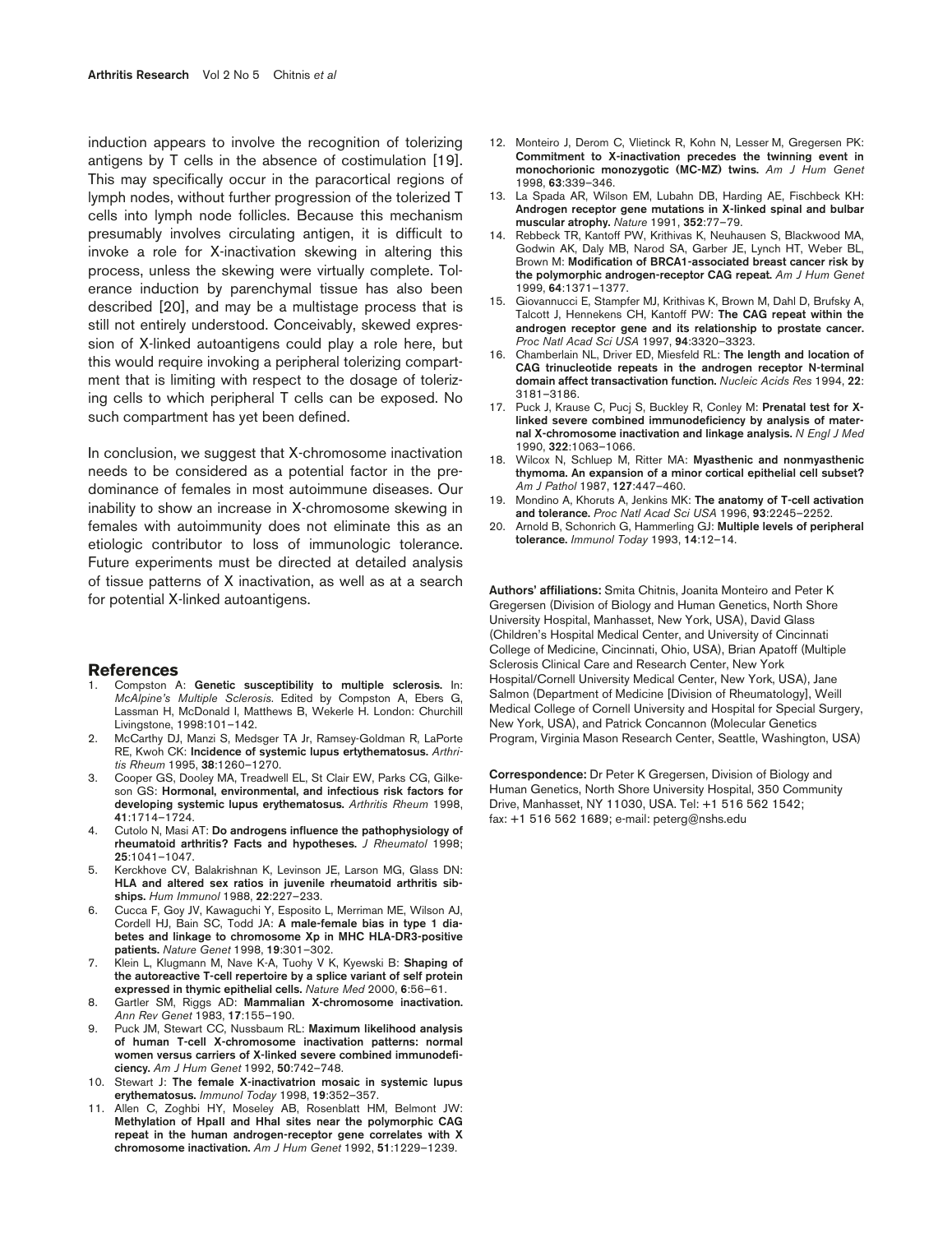induction appears to involve the recognition of tolerizing antigens by T cells in the absence of costimulation [19]. This may specifically occur in the paracortical regions of lymph nodes, without further progression of the tolerized T cells into lymph node follicles. Because this mechanism presumably involves circulating antigen, it is difficult to invoke a role for X-inactivation skewing in altering this process, unless the skewing were virtually complete. Tolerance induction by parenchymal tissue has also been described [20], and may be a multistage process that is still not entirely understood. Conceivably, skewed expression of X-linked autoantigens could play a role here, but this would require invoking a peripheral tolerizing compartment that is limiting with respect to the dosage of tolerizing cells to which peripheral T cells can be exposed. No such compartment has yet been defined.

In conclusion, we suggest that X-chromosome inactivation needs to be considered as a potential factor in the predominance of females in most autoimmune diseases. Our inability to show an increase in X-chromosome skewing in females with autoimmunity does not eliminate this as an etiologic contributor to loss of immunologic tolerance. Future experiments must be directed at detailed analysis of tissue patterns of X inactivation, as well as at a search for potential X-linked autoantigens.

## References

1. Compston A: **Genetic susceptibility to multiple sclerosis.** In: *McAlpine's Multiple Sclerosis.* Edited by Compston A, Ebers G, Lassman H, McDonald I, Matthews B, Wekerle H. London: Churchill Livingstone, 1998:101–142.
2. McCarthy DJ, Manzi S, Medsger TA Jr, Ramsey-Goldman R, LaPorte RE, Kwoh CK: **Incidence of systemic lupus erytythematosus.** *Arthritis Rheum* 1995, **38**:1260–1270.
3. Cooper GS, Dooley MA, Treadwell EL, St Clair EW, Parks CG, Gilkeson GS: **Hormonal, environmental, and infectious risk factors for developing systemic lupus erythematosus.** *Arthritis Rheum* 1998, **41**:1714–1724.
4. Cutolo N, Masi AT: **Do androgens influence the pathophysiology of rheumatoid arthritis? Facts and hypotheses.** *J Rheumatol* 1998; **25**:1041–1047.
5. Kerckhove CV, Balakrishnan K, Levinson JE, Larson MG, Glass DN: **HLA and altered sex ratios in juvenile rheumatoid arthritis sibships.** *Hum Immunol* 1988, **22**:227–233.
6. Cucca F, Goy JV, Kawaguchi Y, Esposito L, Merriman ME, Wilson AJ, Cordell HJ, Bain SC, Todd JA: **A male-female bias in type 1 diabetes and linkage to chromosome Xp in MHC HLA-DR3-positive patients.** *Nature Genet* 1998, **19**:301–302.
7. Klein L, Klugmann M, Nave K-A, Tuohy V K, Kyewski B: **Shaping of the autoreactive T-cell repertoire by a splice variant of self protein expressed in thymic epithelial cells.** *Nature Med* 2000, **6**:56–61.
8. Gartler SM, Riggs AD: **Mammalian X-chromosome inactivation.** *Ann Rev Genet* 1983, **17**:155–190.
9. Puck JM, Stewart CC, Nussbaum RL: **Maximum likelihood analysis of human T-cell X-chromosome inactivation patterns: normal women versus carriers of X-linked severe combined immunodeficiency.** *Am J Hum Genet* 1992, **50**:742–748.
10. Stewart J: **The female X-inactivatrion mosaic in systemic lupus erythematosus.** *Immunol Today* 1998, **19**:352–357.
11. Allen C, Zoghbi HY, Moseley AB, Rosenblatt HM, Belmont JW: **Methylation of HpaII and HhaI sites near the polymorphic CAG repeat in the human androgen-receptor gene correlates with X chromosome inactivation.** *Am J Hum Genet* 1992, **51**:1229–1239.
12. Monteiro J, Derom C, Vlietinck R, Kohn N, Lesser M, Gregersen PK: **Commitment to X-inactivation precedes the twinning event in monochorionic monozygotic (MC-MZ) twins.** *Am J Hum Genet* 1998, **63**:339–346.
13. La Spada AR, Wilson EM, Lubahn DB, Harding AE, Fischbeck KH: **Androgen receptor gene mutations in X-linked spinal and bulbar muscular atrophy.** *Nature* 1991, **352**:77–79.
14. Rebbeck TR, Kantoff PW, Krithivas K, Neuhausen S, Blackwood MA, Godwin AK, Daly MB, Narod SA, Garber JE, Lynch HT, Weber BL, Brown M: **Modification of BRCA1-associated breast cancer risk by the polymorphic androgen-receptor CAG repeat.** *Am J Hum Genet* 1999, **64**:1371–1377.
15. Giovannucci E, Stampfer MJ, Krithivas K, Brown M, Dahl D, Brufsky A, Talcott J, Hennekens CH, Kantoff PW: **The CAG repeat within the androgen receptor gene and its relationship to prostate cancer.** *Proc Natl Acad Sci USA* 1997, **94**:3320–3323.
16. Chamberlain NL, Driver ED, Miesfeld RL: **The length and location of CAG trinucleotide repeats in the androgen receptor N-terminal domain affect transactivation function.** *Nucleic Acids Res* 1994, **22**: 3181–3186.
17. Puck J, Krause C, Pucj S, Buckley R, Conley M: **Prenatal test for X-linked severe combined immunodeficiency by analysis of maternal X-chromosome inactivation and linkage analysis.** *N Engl J Med* 1990, **322**:1063–1066.
18. Wilcox N, Schluep M, Ritter MA: **Myasthenic and nonmyasthenic thymoma. An expansion of a minor cortical epithelial cell subset?** *Am J Pathol* 1987, **127**:447–460.
19. Mondino A, Khoruts A, Jenkins MK: **The anatomy of T-cell activation and tolerance.** *Proc Natl Acad Sci USA* 1996, **93**:2245–2252.
20. Arnold B, Schonrich G, Hammerling GJ: **Multiple levels of peripheral tolerance.** *Immunol Today* 1993, **14**:12–14.

**Authors' affiliations:** Smita Chitnis, Joanita Monteiro and Peter K Gregersen (Division of Biology and Human Genetics, North Shore University Hospital, Manhasset, New York, USA), David Glass (Children's Hospital Medical Center, and University of Cincinnati College of Medicine, Cincinnati, Ohio, USA), Brian Apatoff (Multiple Sclerosis Clinical Care and Research Center, New York Hospital/Cornell University Medical Center, New York, USA), Jane Salmon (Department of Medicine [Division of Rheumatology], Weill Medical College of Cornell University and Hospital for Special Surgery, New York, USA), and Patrick Concannon (Molecular Genetics Program, Virginia Mason Research Center, Seattle, Washington, USA)

**Correspondence:** Dr Peter K Gregersen, Division of Biology and Human Genetics, North Shore University Hospital, 350 Community Drive, Manhasset, NY 11030, USA. Tel: +1 516 562 1542; fax: +1 516 562 1689; e-mail: peterg@nshs.edu